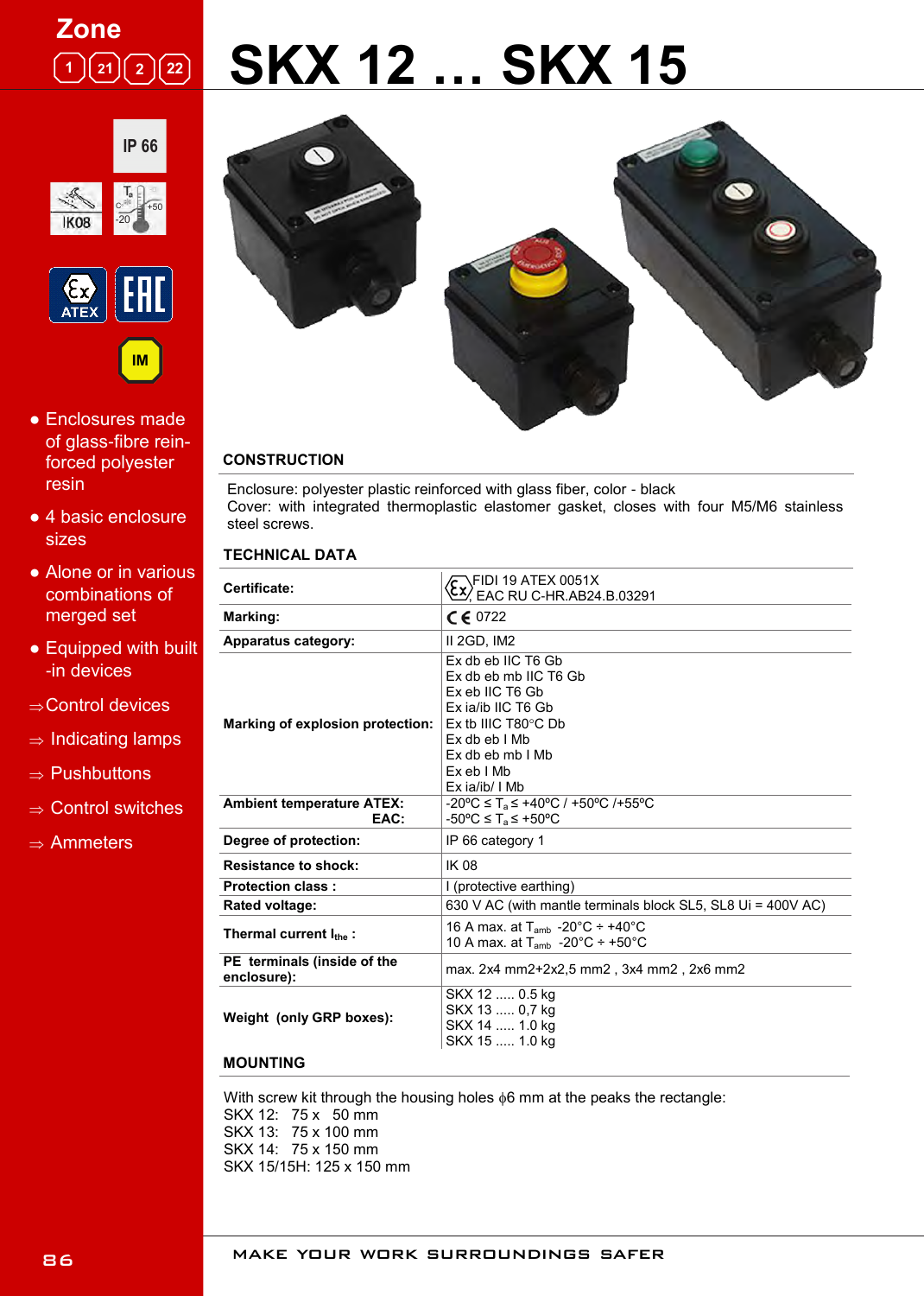# SKX 12 ... SKX 15

Zone 1 21 2 22

IP 66

IK08

$T_a$ -20 +50

ATEX

IM

- Enclosures made of glass-fibre reinforced polyester resin
- 4 basic enclosure sizes
- Alone or in various combinations of merged set
- Equipped with built-in devices

⇒ Control devices

⇒ Indicating lamps

⇒ Pushbuttons

⇒ Control switches

⇒ Ammeters

## CONSTRUCTION

Enclosure: polyester plastic reinforced with glass fiber, color - black
Cover: with integrated thermoplastic elastomer gasket, closes with four M5/M6 stainless steel screws.

## TECHNICAL DATA

| | |
|---|---|
| **Certificate:** | FIDI 19 ATEX 0051X<br>EAC RU C-HR.AB24.B.03291 |
| **Marking:** | CE 0722 |
| **Apparatus category:** | II 2GD, IM2 |
| **Marking of explosion protection:** | Ex db eb IIC T6 Gb<br>Ex db eb mb IIC T6 Gb<br>Ex eb IIC T6 Gb<br>Ex ia/ib IIC T6 Gb<br>Ex tb IIIC T80°C Db<br>Ex db eb I Mb<br>Ex db eb mb I Mb<br>Ex eb I Mb<br>Ex ia/ib/ I Mb |
| **Ambient temperature ATEX:**<br>**EAC:** | -20ºC ≤ $T_a$ ≤ +40ºC / +50ºC /+55ºC<br>-50ºC ≤ $T_a$ ≤ +50ºC |
| **Degree of protection:** | IP 66 category 1 |
| **Resistance to shock:** | IK 08 |
| **Protection class :** | I (protective earthing) |
| **Rated voltage:** | 630 V AC (with mantle terminals block SL5, SL8 Ui = 400V AC) |
| **Thermal current $I_{the}$ :** | 16 A max. at $T_{amb}$ -20°C ÷ +40°C<br>10 A max. at $T_{amb}$ -20°C ÷ +50°C |
| **PE terminals (inside of the enclosure):** | max. 2x4 mm2+2x2,5 mm2 , 3x4 mm2 , 2x6 mm2 |
| **Weight (only GRP boxes):** | SKX 12 ..... 0.5 kg<br>SKX 13 ..... 0,7 kg<br>SKX 14 ..... 1.0 kg<br>SKX 15 ..... 1.0 kg |

## MOUNTING

With screw kit through the housing holes ϕ6 mm at the peaks the rectangle:
SKX 12: 75 x 50 mm
SKX 13: 75 x 100 mm
SKX 14: 75 x 150 mm
SKX 15/15H: 125 x 150 mm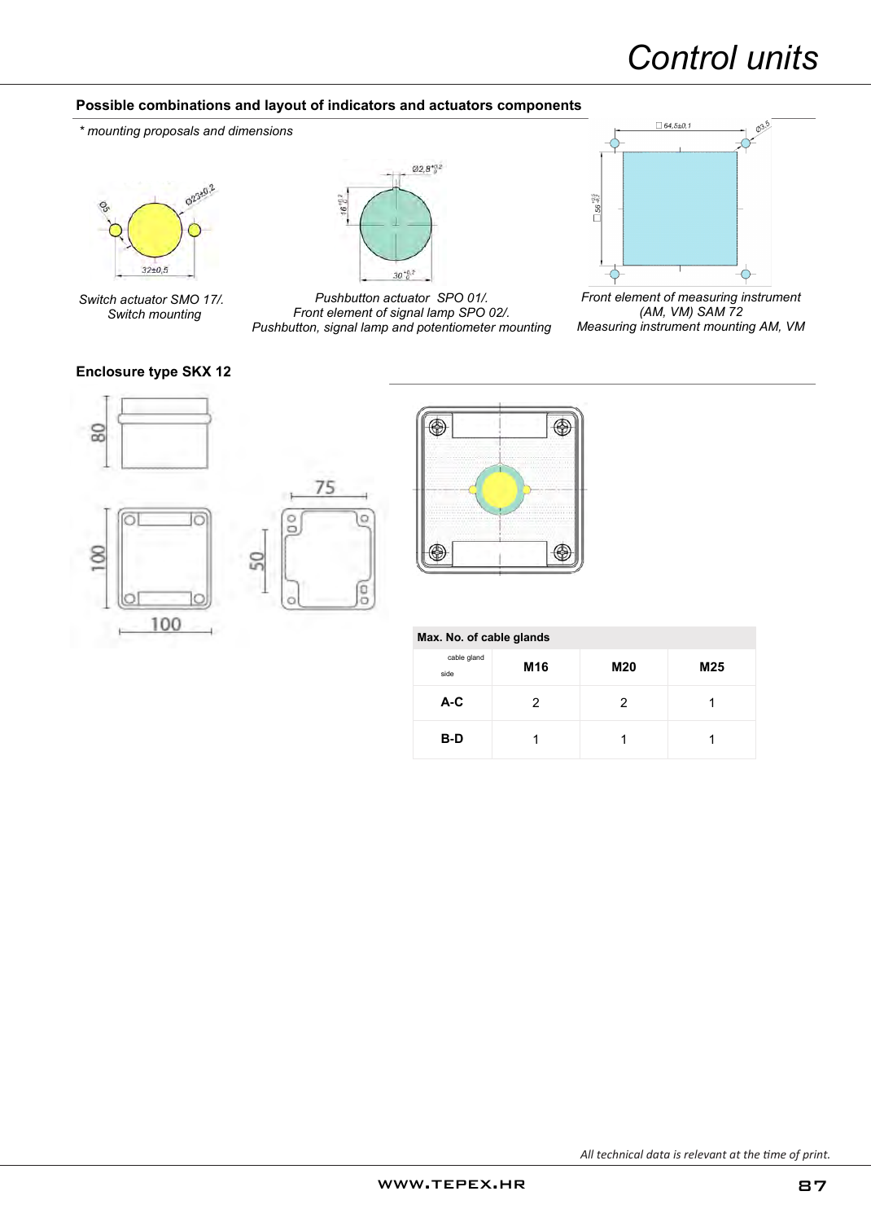# Control units

## Possible combinations and layout of indicators and actuators components

*\* mounting proposals and dimensions*

*Switch actuator SMO 17/.*
*Switch mounting*

*Pushbutton actuator SPO 01/.*
*Front element of signal lamp SPO 02/.*
*Pushbutton, signal lamp and potentiometer mounting*

*Front element of measuring instrument (AM, VM) SAM 72*
*Measuring instrument mounting AM, VM*

## Enclosure type SKX 12

| Max. No. of cable glands | | | |
|---|---|---|---|
| cable gland / side | M16 | M20 | M25 |
| A-C | 2 | 2 | 1 |
| B-D | 1 | 1 | 1 |

*All technical data is relevant at the time of print.*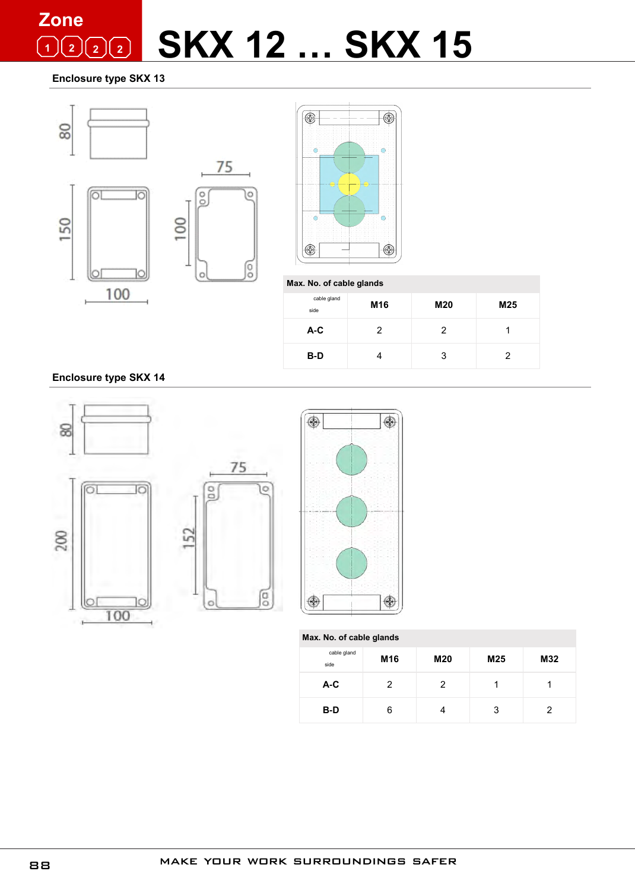# SKX 12 … SKX 15

## Enclosure type SKX 13

Max. No. of cable glands

| cable gland / side | M16 | M20 | M25 |
|---|---|---|---|
| A-C | 2 | 2 | 1 |
| B-D | 4 | 3 | 2 |

## Enclosure type SKX 14

Max. No. of cable glands

| cable gland / side | M16 | M20 | M25 | M32 |
|---|---|---|---|---|
| A-C | 2 | 2 | 1 | 1 |
| B-D | 6 | 4 | 3 | 2 |

MAKE YOUR WORK SURROUNDINGS SAFER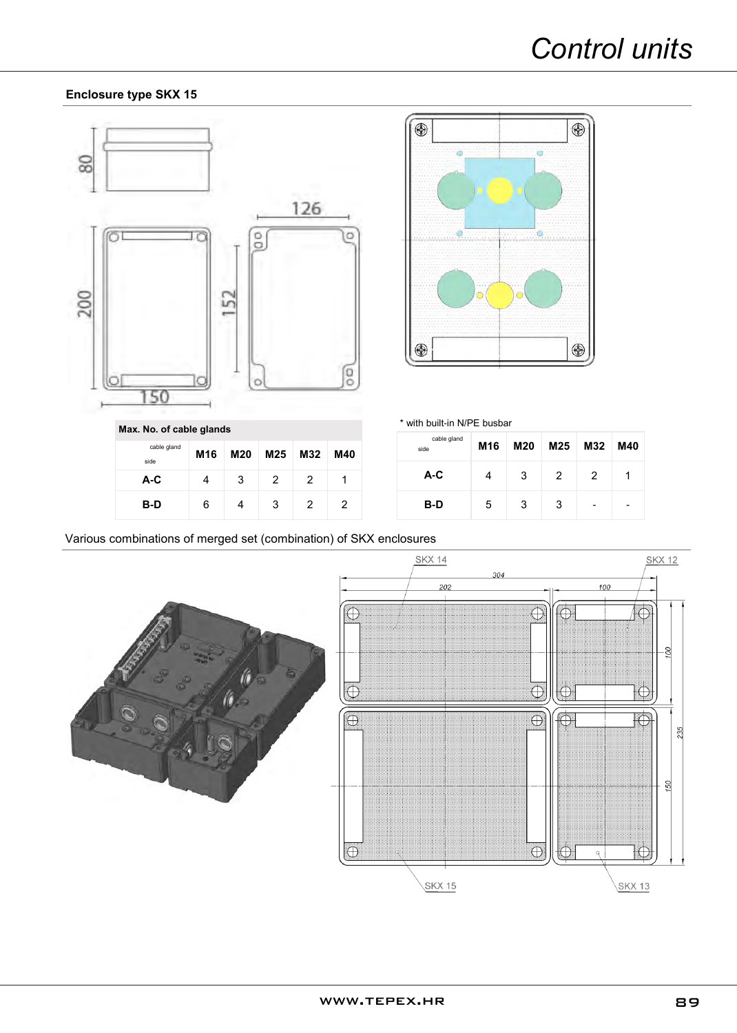## Enclosure type SKX 15

| Max. No. of cable glands | | | | | |
|---|---|---|---|---|---|
| cable gland / side | M16 | M20 | M25 | M32 | M40 |
| A-C | 4 | 3 | 2 | 2 | 1 |
| B-D | 6 | 4 | 3 | 2 | 2 |

\* with built-in N/PE busbar

| cable gland / side | M16 | M20 | M25 | M32 | M40 |
|---|---|---|---|---|---|
| A-C | 4 | 3 | 2 | 2 | 1 |
| B-D | 5 | 3 | 3 | - | - |

Various combinations of merged set (combination) of SKX enclosures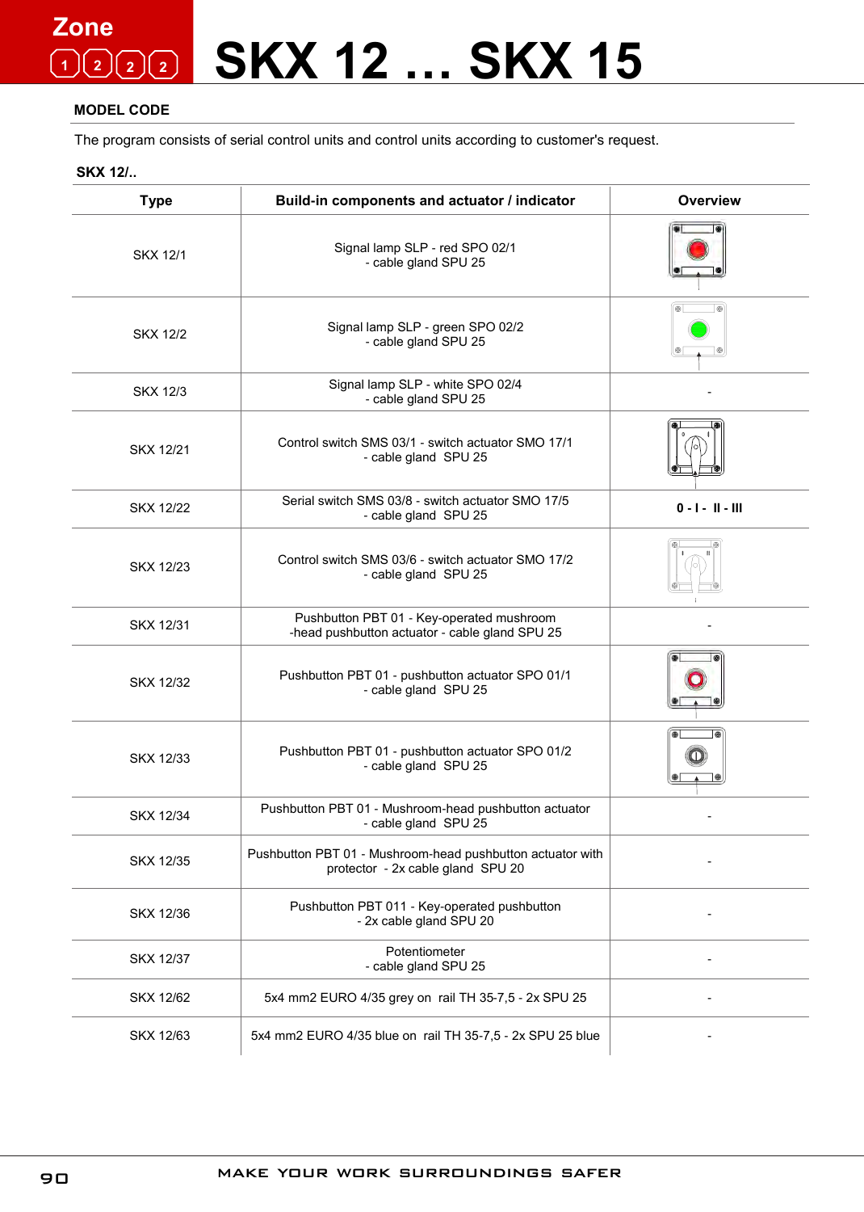Zone

1 2 2 2

# SKX 12 ... SKX 15

## MODEL CODE

The program consists of serial control units and control units according to customer's request.

### SKX 12/..

| Type | Build-in components and actuator / indicator | Overview |
|---|---|---|
| SKX 12/1 | Signal lamp SLP - red SPO 02/1<br>- cable gland SPU 25 | |
| SKX 12/2 | Signal lamp SLP - green SPO 02/2<br>- cable gland SPU 25 | |
| SKX 12/3 | Signal lamp SLP - white SPO 02/4<br>- cable gland SPU 25 | - |
| SKX 12/21 | Control switch SMS 03/1 - switch actuator SMO 17/1<br>- cable gland SPU 25 | |
| SKX 12/22 | Serial switch SMS 03/8 - switch actuator SMO 17/5<br>- cable gland SPU 25 | **0 - I - II - III** |
| SKX 12/23 | Control switch SMS 03/6 - switch actuator SMO 17/2<br>- cable gland SPU 25 | |
| SKX 12/31 | Pushbutton PBT 01 - Key-operated mushroom<br>-head pushbutton actuator - cable gland SPU 25 | - |
| SKX 12/32 | Pushbutton PBT 01 - pushbutton actuator SPO 01/1<br>- cable gland SPU 25 | |
| SKX 12/33 | Pushbutton PBT 01 - pushbutton actuator SPO 01/2<br>- cable gland SPU 25 | |
| SKX 12/34 | Pushbutton PBT 01 - Mushroom-head pushbutton actuator<br>- cable gland SPU 25 | - |
| SKX 12/35 | Pushbutton PBT 01 - Mushroom-head pushbutton actuator with protector - 2x cable gland SPU 20 | - |
| SKX 12/36 | Pushbutton PBT 011 - Key-operated pushbutton<br>- 2x cable gland SPU 20 | - |
| SKX 12/37 | Potentiometer<br>- cable gland SPU 25 | - |
| SKX 12/62 | 5x4 mm2 EURO 4/35 grey on rail TH 35-7,5 - 2x SPU 25 | - |
| SKX 12/63 | 5x4 mm2 EURO 4/35 blue on rail TH 35-7,5 - 2x SPU 25 blue | - |

MAKE YOUR WORK SURROUNDINGS SAFER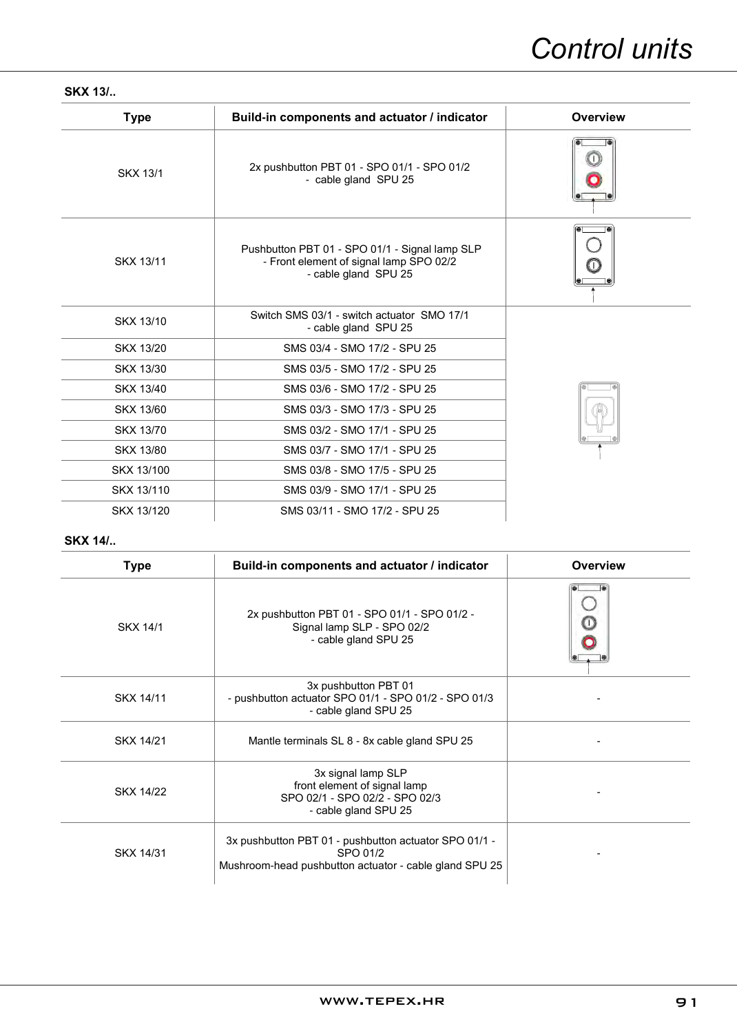# Control units

**SKX 13/..**

| Type | Build-in components and actuator / indicator | Overview |
|---|---|---|
| SKX 13/1 | 2x pushbutton PBT 01 - SPO 01/1 - SPO 01/2 - cable gland SPU 25 | |
| SKX 13/11 | Pushbutton PBT 01 - SPO 01/1 - Signal lamp SLP - Front element of signal lamp SPO 02/2 - cable gland SPU 25 | |
| SKX 13/10 | Switch SMS 03/1 - switch actuator SMO 17/1 - cable gland SPU 25 | |
| SKX 13/20 | SMS 03/4 - SMO 17/2 - SPU 25 | |
| SKX 13/30 | SMS 03/5 - SMO 17/2 - SPU 25 | |
| SKX 13/40 | SMS 03/6 - SMO 17/2 - SPU 25 | |
| SKX 13/60 | SMS 03/3 - SMO 17/3 - SPU 25 | |
| SKX 13/70 | SMS 03/2 - SMO 17/1 - SPU 25 | |
| SKX 13/80 | SMS 03/7 - SMO 17/1 - SPU 25 | |
| SKX 13/100 | SMS 03/8 - SMO 17/5 - SPU 25 | |
| SKX 13/110 | SMS 03/9 - SMO 17/1 - SPU 25 | |
| SKX 13/120 | SMS 03/11 - SMO 17/2 - SPU 25 | |

**SKX 14/..**

| Type | Build-in components and actuator / indicator | Overview |
|---|---|---|
| SKX 14/1 | 2x pushbutton PBT 01 - SPO 01/1 - SPO 01/2 - Signal lamp SLP - SPO 02/2 - cable gland SPU 25 | |
| SKX 14/11 | 3x pushbutton PBT 01 - pushbutton actuator SPO 01/1 - SPO 01/2 - SPO 01/3 - cable gland SPU 25 | - |
| SKX 14/21 | Mantle terminals SL 8 - 8x cable gland SPU 25 | - |
| SKX 14/22 | 3x signal lamp SLP front element of signal lamp SPO 02/1 - SPO 02/2 - SPO 02/3 - cable gland SPU 25 | - |
| SKX 14/31 | 3x pushbutton PBT 01 - pushbutton actuator SPO 01/1 - SPO 01/2 Mushroom-head pushbutton actuator - cable gland SPU 25 | - |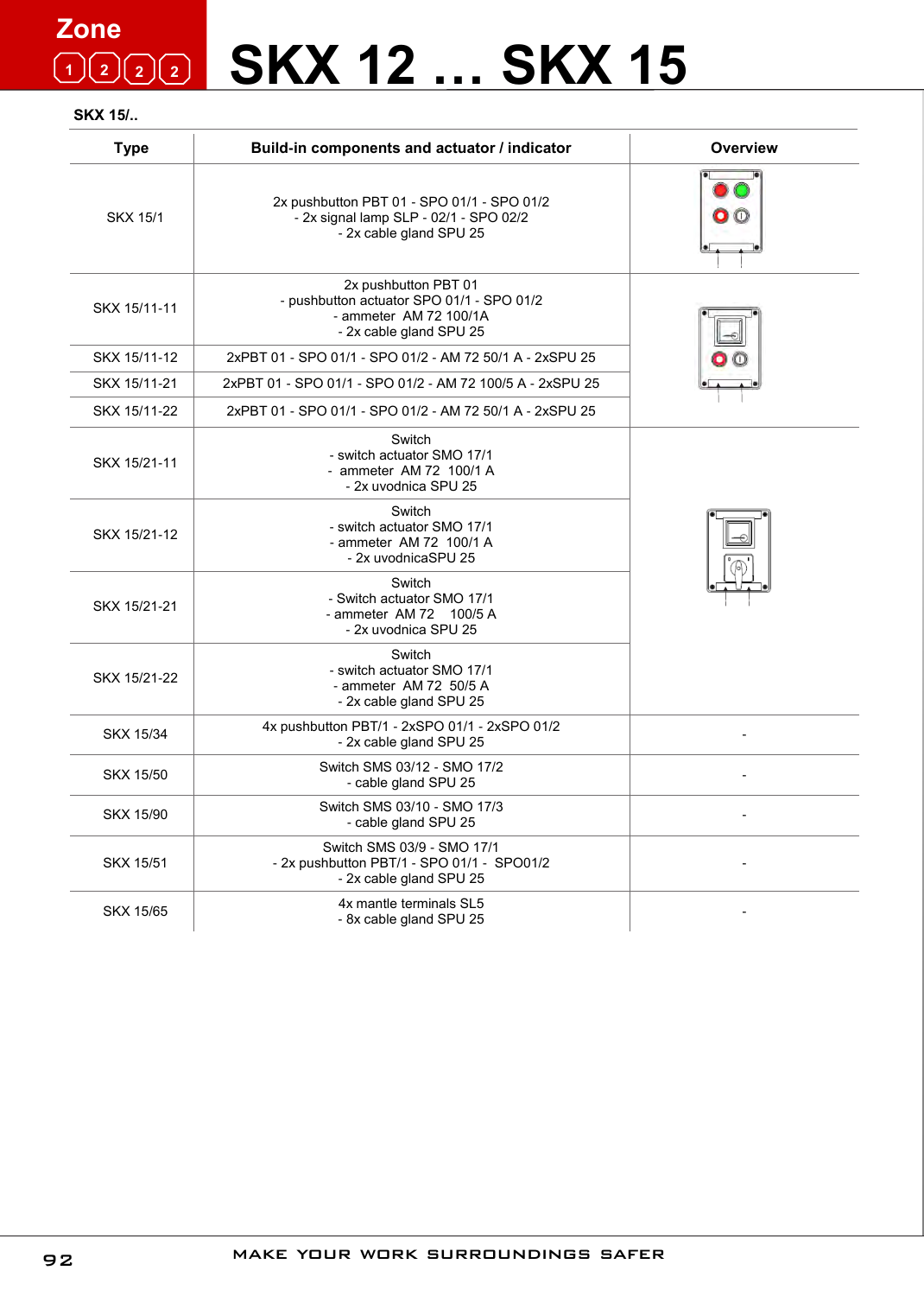Zone 1 2 2 2

# SKX 12 … SKX 15

**SKX 15/..**

| Type | Build-in components and actuator / indicator | Overview |
|---|---|---|
| SKX 15/1 | 2x pushbutton PBT 01 - SPO 01/1 - SPO 01/2 - 2x signal lamp SLP - 02/1 - SPO 02/2 - 2x cable gland SPU 25 | |
| SKX 15/11-11 | 2x pushbutton PBT 01 - pushbutton actuator SPO 01/1 - SPO 01/2 - ammeter AM 72 100/1A - 2x cable gland SPU 25 | |
| SKX 15/11-12 | 2xPBT 01 - SPO 01/1 - SPO 01/2 - AM 72 50/1 A - 2xSPU 25 | |
| SKX 15/11-21 | 2xPBT 01 - SPO 01/1 - SPO 01/2 - AM 72 100/5 A - 2xSPU 25 | |
| SKX 15/11-22 | 2xPBT 01 - SPO 01/1 - SPO 01/2 - AM 72 50/1 A - 2xSPU 25 | |
| SKX 15/21-11 | Switch - switch actuator SMO 17/1 - ammeter AM 72 100/1 A - 2x uvodnica SPU 25 | |
| SKX 15/21-12 | Switch - switch actuator SMO 17/1 - ammeter AM 72 100/1 A - 2x uvodnicaSPU 25 | |
| SKX 15/21-21 | Switch - Switch actuator SMO 17/1 - ammeter AM 72 100/5 A - 2x uvodnica SPU 25 | |
| SKX 15/21-22 | Switch - switch actuator SMO 17/1 - ammeter AM 72 50/5 A - 2x cable gland SPU 25 | |
| SKX 15/34 | 4x pushbutton PBT/1 - 2xSPO 01/1 - 2xSPO 01/2 - 2x cable gland SPU 25 | - |
| SKX 15/50 | Switch SMS 03/12 - SMO 17/2 - cable gland SPU 25 | - |
| SKX 15/90 | Switch SMS 03/10 - SMO 17/3 - cable gland SPU 25 | - |
| SKX 15/51 | Switch SMS 03/9 - SMO 17/1 - 2x pushbutton PBT/1 - SPO 01/1 - SPO01/2 - 2x cable gland SPU 25 | - |
| SKX 15/65 | 4x mantle terminals SL5 - 8x cable gland SPU 25 | - |

MAKE YOUR WORK SURROUNDINGS SAFER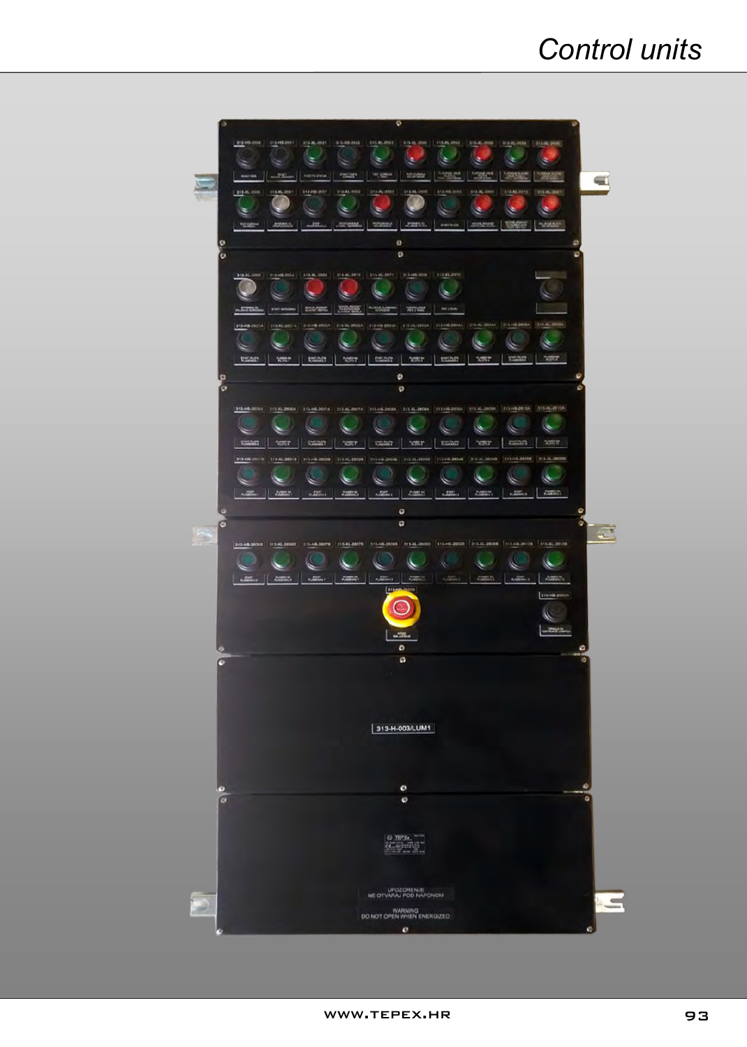# Control units